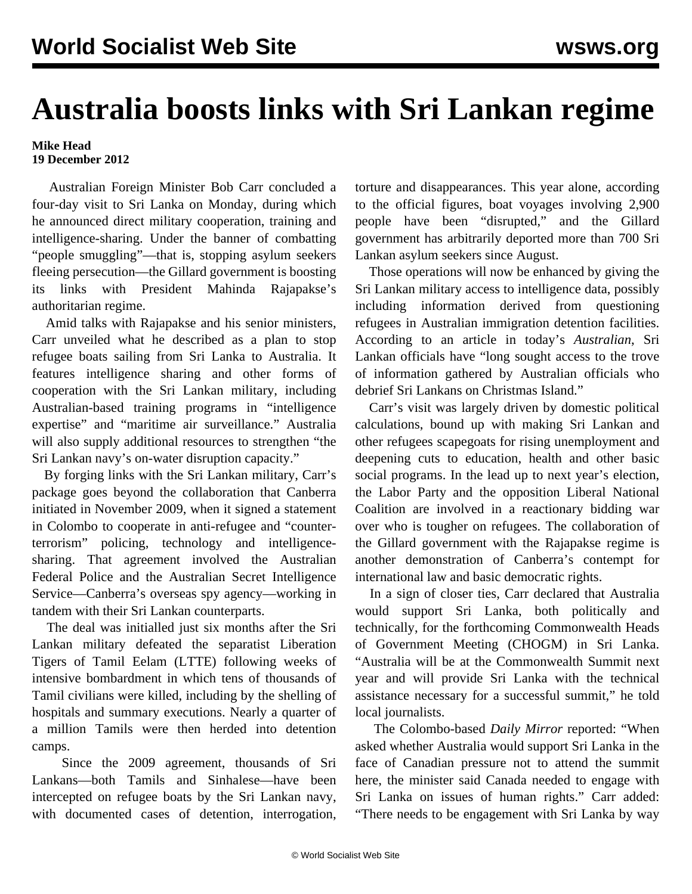# Australia boosts links with Sri Lankan regime

**Mike Head**
**19 December 2012**

Australian Foreign Minister Bob Carr concluded a four-day visit to Sri Lanka on Monday, during which he announced direct military cooperation, training and intelligence-sharing. Under the banner of combatting "people smuggling"—that is, stopping asylum seekers fleeing persecution—the Gillard government is boosting its links with President Mahinda Rajapakse's authoritarian regime.

Amid talks with Rajapakse and his senior ministers, Carr unveiled what he described as a plan to stop refugee boats sailing from Sri Lanka to Australia. It features intelligence sharing and other forms of cooperation with the Sri Lankan military, including Australian-based training programs in "intelligence expertise" and "maritime air surveillance." Australia will also supply additional resources to strengthen "the Sri Lankan navy's on-water disruption capacity."

By forging links with the Sri Lankan military, Carr's package goes beyond the collaboration that Canberra initiated in November 2009, when it signed a statement in Colombo to cooperate in anti-refugee and "counter-terrorism" policing, technology and intelligence-sharing. That agreement involved the Australian Federal Police and the Australian Secret Intelligence Service—Canberra's overseas spy agency—working in tandem with their Sri Lankan counterparts.

The deal was initialled just six months after the Sri Lankan military defeated the separatist Liberation Tigers of Tamil Eelam (LTTE) following weeks of intensive bombardment in which tens of thousands of Tamil civilians were killed, including by the shelling of hospitals and summary executions. Nearly a quarter of a million Tamils were then herded into detention camps.

Since the 2009 agreement, thousands of Sri Lankans—both Tamils and Sinhalese—have been intercepted on refugee boats by the Sri Lankan navy, with documented cases of detention, interrogation, torture and disappearances. This year alone, according to the official figures, boat voyages involving 2,900 people have been "disrupted," and the Gillard government has arbitrarily deported more than 700 Sri Lankan asylum seekers since August.

Those operations will now be enhanced by giving the Sri Lankan military access to intelligence data, possibly including information derived from questioning refugees in Australian immigration detention facilities. According to an article in today's *Australian*, Sri Lankan officials have "long sought access to the trove of information gathered by Australian officials who debrief Sri Lankans on Christmas Island."

Carr's visit was largely driven by domestic political calculations, bound up with making Sri Lankan and other refugees scapegoats for rising unemployment and deepening cuts to education, health and other basic social programs. In the lead up to next year's election, the Labor Party and the opposition Liberal National Coalition are involved in a reactionary bidding war over who is tougher on refugees. The collaboration of the Gillard government with the Rajapakse regime is another demonstration of Canberra's contempt for international law and basic democratic rights.

In a sign of closer ties, Carr declared that Australia would support Sri Lanka, both politically and technically, for the forthcoming Commonwealth Heads of Government Meeting (CHOGM) in Sri Lanka. "Australia will be at the Commonwealth Summit next year and will provide Sri Lanka with the technical assistance necessary for a successful summit," he told local journalists.

The Colombo-based *Daily Mirror* reported: "When asked whether Australia would support Sri Lanka in the face of Canadian pressure not to attend the summit here, the minister said Canada needed to engage with Sri Lanka on issues of human rights." Carr added: "There needs to be engagement with Sri Lanka by way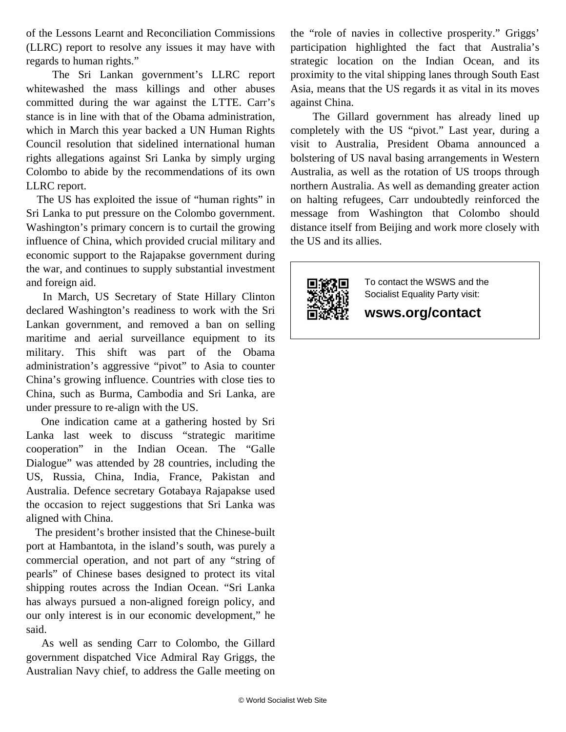of the Lessons Learnt and Reconciliation Commissions (LLRC) report to resolve any issues it may have with regards to human rights."

The Sri Lankan government's LLRC report whitewashed the mass killings and other abuses committed during the war against the LTTE. Carr's stance is in line with that of the Obama administration, which in March this year backed a UN Human Rights Council resolution that sidelined international human rights allegations against Sri Lanka by simply urging Colombo to abide by the recommendations of its own LLRC report.

The US has exploited the issue of "human rights" in Sri Lanka to put pressure on the Colombo government. Washington's primary concern is to curtail the growing influence of China, which provided crucial military and economic support to the Rajapakse government during the war, and continues to supply substantial investment and foreign aid.

In March, US Secretary of State Hillary Clinton declared Washington's readiness to work with the Sri Lankan government, and removed a ban on selling maritime and aerial surveillance equipment to its military. This shift was part of the Obama administration's aggressive "pivot" to Asia to counter China's growing influence. Countries with close ties to China, such as Burma, Cambodia and Sri Lanka, are under pressure to re-align with the US.

One indication came at a gathering hosted by Sri Lanka last week to discuss "strategic maritime cooperation" in the Indian Ocean. The "Galle Dialogue" was attended by 28 countries, including the US, Russia, China, India, France, Pakistan and Australia. Defence secretary Gotabaya Rajapakse used the occasion to reject suggestions that Sri Lanka was aligned with China.

The president's brother insisted that the Chinese-built port at Hambantota, in the island's south, was purely a commercial operation, and not part of any "string of pearls" of Chinese bases designed to protect its vital shipping routes across the Indian Ocean. "Sri Lanka has always pursued a non-aligned foreign policy, and our only interest is in our economic development," he said.

As well as sending Carr to Colombo, the Gillard government dispatched Vice Admiral Ray Griggs, the Australian Navy chief, to address the Galle meeting on the "role of navies in collective prosperity." Griggs' participation highlighted the fact that Australia's strategic location on the Indian Ocean, and its proximity to the vital shipping lanes through South East Asia, means that the US regards it as vital in its moves against China.

The Gillard government has already lined up completely with the US "pivot." Last year, during a visit to Australia, President Obama announced a bolstering of US naval basing arrangements in Western Australia, as well as the rotation of US troops through northern Australia. As well as demanding greater action on halting refugees, Carr undoubtedly reinforced the message from Washington that Colombo should distance itself from Beijing and work more closely with the US and its allies.

To contact the WSWS and the Socialist Equality Party visit:

**wsws.org/contact**